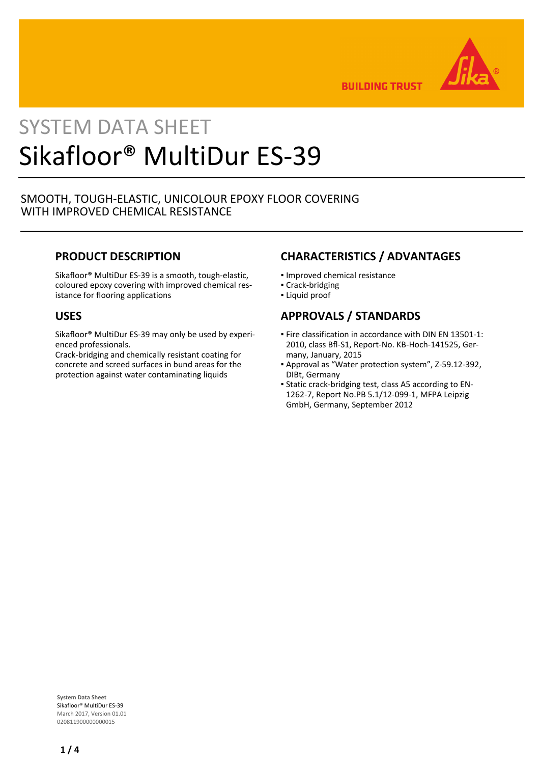BUILDING TRUST

# SYSTEM DATA SHEET

# Sikafloor® MultiDur ES-39

SMOOTH, TOUGH-ELASTIC, UNICOLOUR EPOXY FLOOR COVERING
WITH IMPROVED CHEMICAL RESISTANCE

## PRODUCT DESCRIPTION

Sikafloor® MultiDur ES-39 is a smooth, tough-elastic, coloured epoxy covering with improved chemical resistance for flooring applications

## USES

Sikafloor® MultiDur ES-39 may only be used by experienced professionals.
Crack-bridging and chemically resistant coating for concrete and screed surfaces in bund areas for the protection against water contaminating liquids

## CHARACTERISTICS / ADVANTAGES

- Improved chemical resistance
- Crack-bridging
- Liquid proof

## APPROVALS / STANDARDS

- Fire classification in accordance with DIN EN 13501-1: 2010, class Bfl-S1, Report-No. KB-Hoch-141525, Germany, January, 2015
- Approval as "Water protection system", Z-59.12-392, DIBt, Germany
- Static crack-bridging test, class A5 according to EN-1262-7, Report No.PB 5.1/12-099-1, MFPA Leipzig GmbH, Germany, September 2012

**System Data Sheet**
Sikafloor® MultiDur ES-39
March 2017, Version 01.01
020811900000000015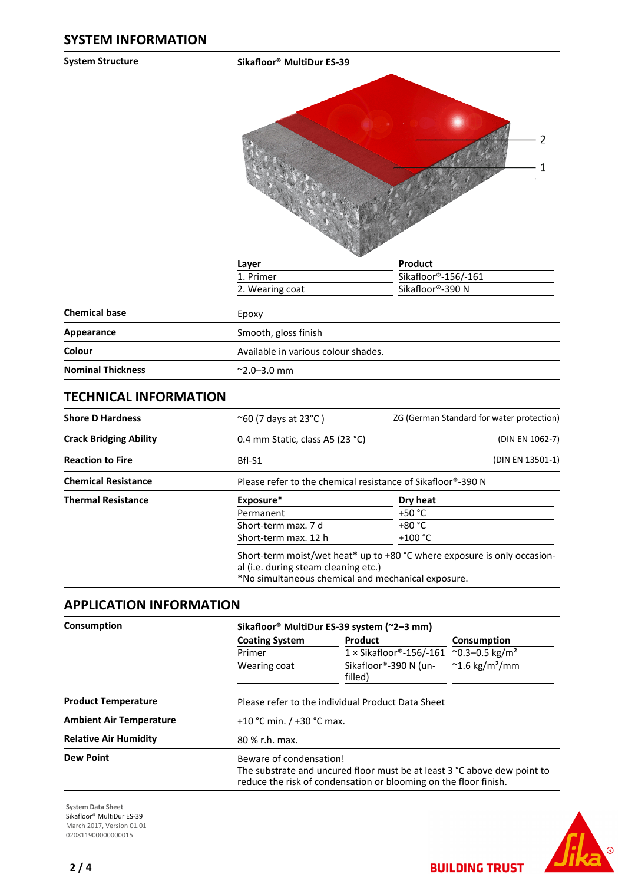## SYSTEM INFORMATION

**System Structure**

**Sikafloor® MultiDur ES-39**

| Layer | Product |
|---|---|
| 1. Primer | Sikafloor®-156/-161 |
| 2. Wearing coat | Sikafloor®-390 N |

| | |
|---|---|
| **Chemical base** | Epoxy |
| **Appearance** | Smooth, gloss finish |
| **Colour** | Available in various colour shades. |
| **Nominal Thickness** | ~2.0–3.0 mm |

## TECHNICAL INFORMATION

| | | |
|---|---|---|
| **Shore D Hardness** | ~60 (7 days at 23°C ) | ZG (German Standard for water protection) |
| **Crack Bridging Ability** | 0.4 mm Static, class A5 (23 °C) | (DIN EN 1062-7) |
| **Reaction to Fire** | Bfl-S1 | (DIN EN 13501-1) |
| **Chemical Resistance** | Please refer to the chemical resistance of Sikafloor®-390 N | |

**Thermal Resistance**

| Exposure* | Dry heat |
|---|---|
| Permanent | +50 °C |
| Short-term max. 7 d | +80 °C |
| Short-term max. 12 h | +100 °C |

Short-term moist/wet heat* up to +80 °C where exposure is only occasional (i.e. during steam cleaning etc.)
*No simultaneous chemical and mechanical exposure.

## APPLICATION INFORMATION

**Consumption**

**Sikafloor® MultiDur ES-39 system (~2–3 mm)**

| Coating System | Product | Consumption |
|---|---|---|
| Primer | 1 × Sikafloor®-156/-161 | ~0.3–0.5 kg/m² |
| Wearing coat | Sikafloor®-390 N (unfilled) | ~1.6 kg/m²/mm |

| | |
|---|---|
| **Product Temperature** | Please refer to the individual Product Data Sheet |
| **Ambient Air Temperature** | +10 °C min. / +30 °C max. |
| **Relative Air Humidity** | 80 % r.h. max. |
| **Dew Point** | Beware of condensation! The substrate and uncured floor must be at least 3 °C above dew point to reduce the risk of condensation or blooming on the floor finish. |

System Data Sheet
Sikafloor® MultiDur ES-39
March 2017, Version 01.01
020811900000000015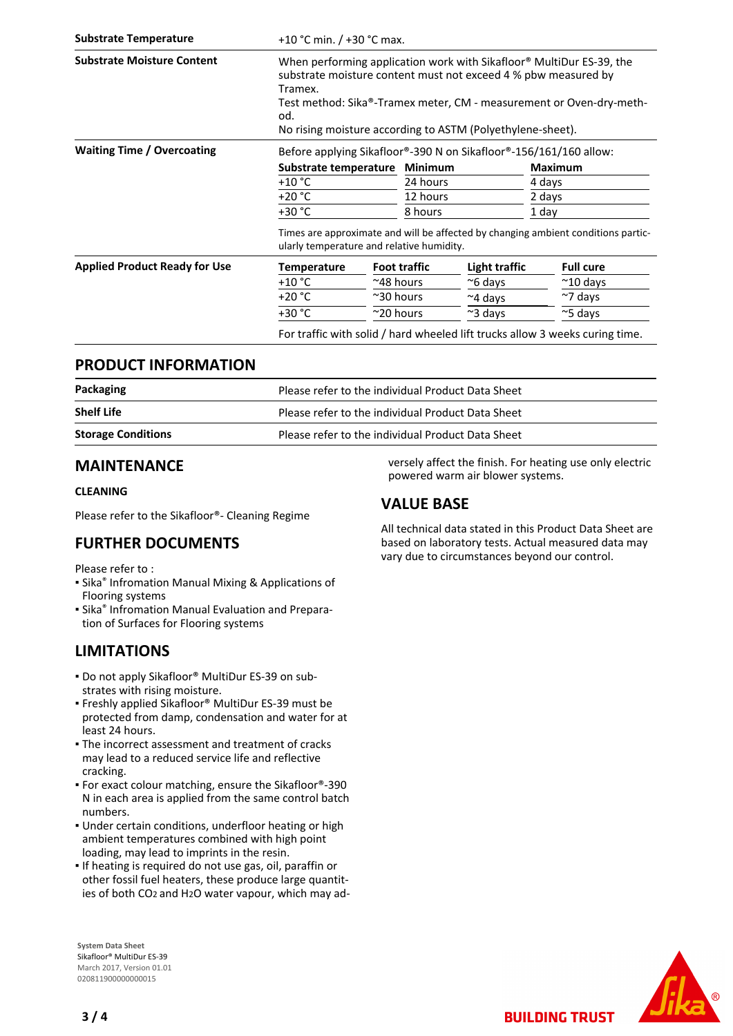| | |
|---|---|
| **Substrate Temperature** | +10 °C min. / +30 °C max. |
| **Substrate Moisture Content** | When performing application work with Sikafloor® MultiDur ES-39, the substrate moisture content must not exceed 4 % pbw measured by Tramex.<br>Test method: Sika®-Tramex meter, CM - measurement or Oven-dry-method.<br>No rising moisture according to ASTM (Polyethylene-sheet). |

**Waiting Time / Overcoating**

Before applying Sikafloor®-390 N on Sikafloor®-156/161/160 allow:

| Substrate temperature | Minimum | Maximum |
|---|---|---|
| +10 °C | 24 hours | 4 days |
| +20 °C | 12 hours | 2 days |
| +30 °C | 8 hours | 1 day |

Times are approximate and will be affected by changing ambient conditions particularly temperature and relative humidity.

**Applied Product Ready for Use**

| Temperature | Foot traffic | Light traffic | Full cure |
|---|---|---|---|
| +10 °C | ~48 hours | ~6 days | ~10 days |
| +20 °C | ~30 hours | ~4 days | ~7 days |
| +30 °C | ~20 hours | ~3 days | ~5 days |

For traffic with solid / hard wheeled lift trucks allow 3 weeks curing time.

## PRODUCT INFORMATION

| | |
|---|---|
| **Packaging** | Please refer to the individual Product Data Sheet |
| **Shelf Life** | Please refer to the individual Product Data Sheet |
| **Storage Conditions** | Please refer to the individual Product Data Sheet |

## MAINTENANCE

### CLEANING

Please refer to the Sikafloor®- Cleaning Regime

## FURTHER DOCUMENTS

Please refer to :
- Sika® Infromation Manual Mixing & Applications of Flooring systems
- Sika® Infromation Manual Evaluation and Preparation of Surfaces for Flooring systems

## LIMITATIONS

- Do not apply Sikafloor® MultiDur ES-39 on substrates with rising moisture.
- Freshly applied Sikafloor® MultiDur ES-39 must be protected from damp, condensation and water for at least 24 hours.
- The incorrect assessment and treatment of cracks may lead to a reduced service life and reflective cracking.
- For exact colour matching, ensure the Sikafloor®-390 N in each area is applied from the same control batch numbers.
- Under certain conditions, underfloor heating or high ambient temperatures combined with high point loading, may lead to imprints in the resin.
- If heating is required do not use gas, oil, paraffin or other fossil fuel heaters, these produce large quantities of both $CO_2$ and $H_2O$ water vapour, which may adversely affect the finish. For heating use only electric powered warm air blower systems.

## VALUE BASE

All technical data stated in this Product Data Sheet are based on laboratory tests. Actual measured data may vary due to circumstances beyond our control.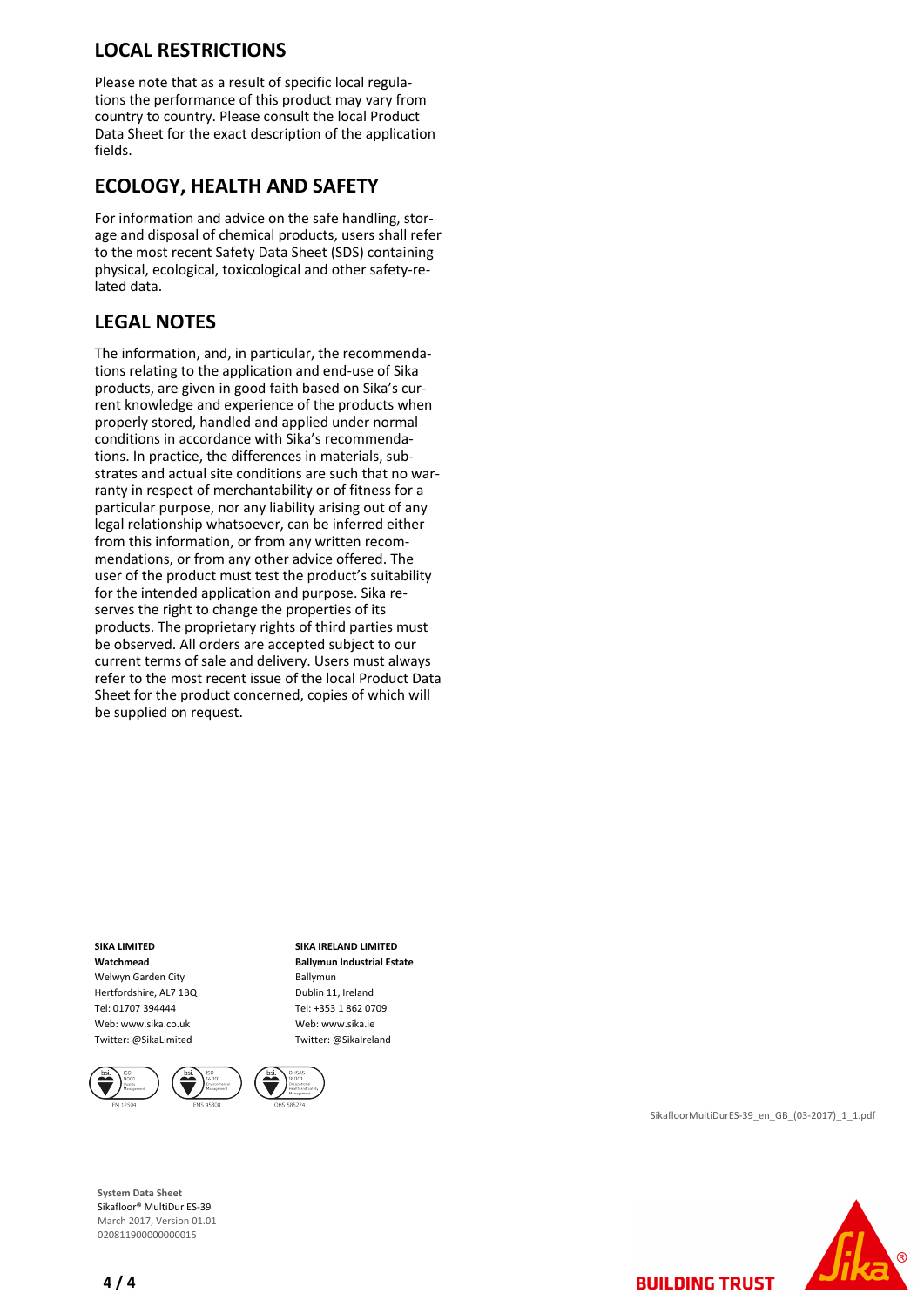## LOCAL RESTRICTIONS

Please note that as a result of specific local regulations the performance of this product may vary from country to country. Please consult the local Product Data Sheet for the exact description of the application fields.

## ECOLOGY, HEALTH AND SAFETY

For information and advice on the safe handling, storage and disposal of chemical products, users shall refer to the most recent Safety Data Sheet (SDS) containing physical, ecological, toxicological and other safety-related data.

## LEGAL NOTES

The information, and, in particular, the recommendations relating to the application and end-use of Sika products, are given in good faith based on Sika's current knowledge and experience of the products when properly stored, handled and applied under normal conditions in accordance with Sika's recommendations. In practice, the differences in materials, substrates and actual site conditions are such that no warranty in respect of merchantability or of fitness for a particular purpose, nor any liability arising out of any legal relationship whatsoever, can be inferred either from this information, or from any written recommendations, or from any other advice offered. The user of the product must test the product's suitability for the intended application and purpose. Sika reserves the right to change the properties of its products. The proprietary rights of third parties must be observed. All orders are accepted subject to our current terms of sale and delivery. Users must always refer to the most recent issue of the local Product Data Sheet for the product concerned, copies of which will be supplied on request.

**SIKA LIMITED**
**Watchmead**
Welwyn Garden City
Hertfordshire, AL7 1BQ
Tel: 01707 394444
Web: www.sika.co.uk
Twitter: @SikaLimited

**SIKA IRELAND LIMITED**
**Ballymun Industrial Estate**
Ballymun
Dublin 11, Ireland
Tel: +353 1 862 0709
Web: www.sika.ie
Twitter: @SikaIreland

FM 12504 EMS 45308 OHS 585274

SikafloorMultiDurES-39_en_GB_(03-2017)_1_1.pdf

**System Data Sheet**
Sikafloor® MultiDur ES-39
March 2017, Version 01.01
020811900000000015